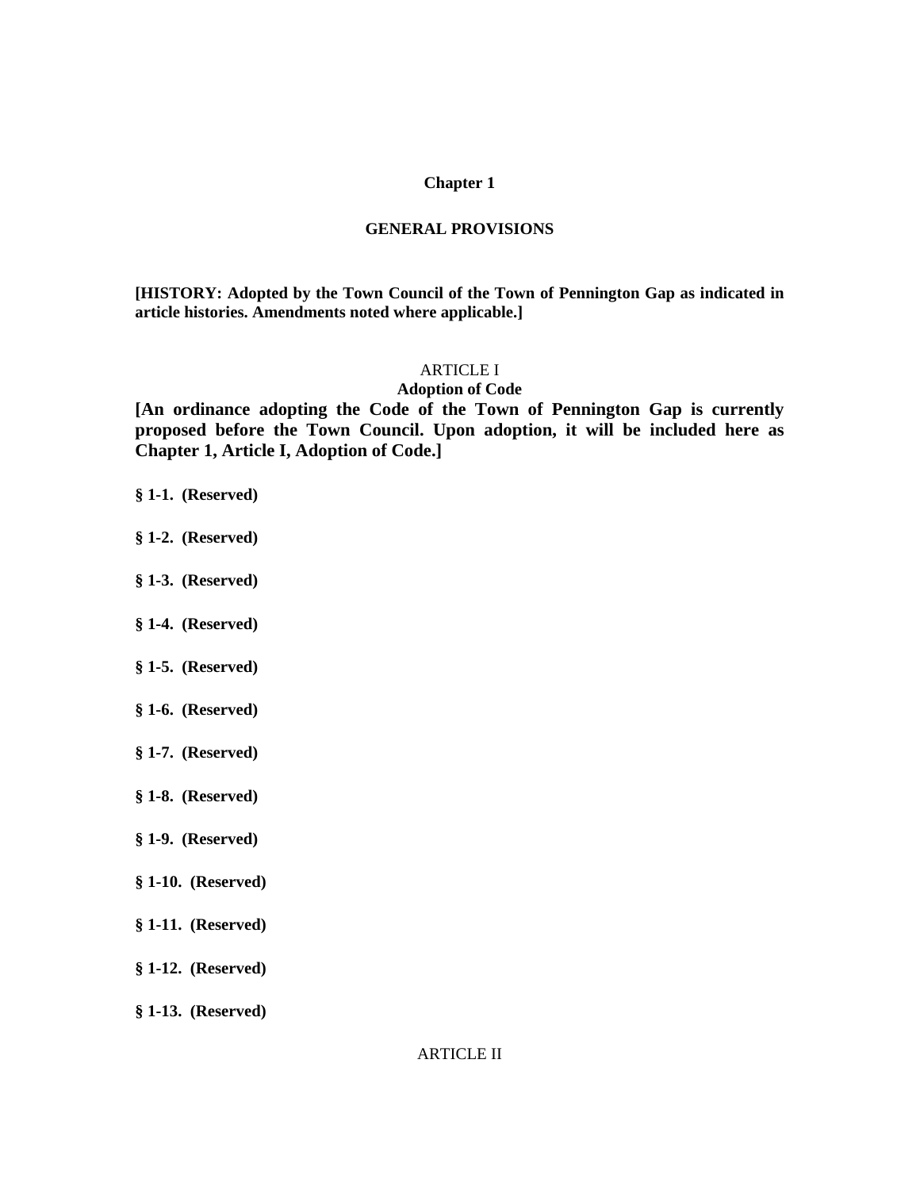# Chapter 1

## GENERAL PROVISIONS

**[HISTORY: Adopted by the Town Council of the Town of Pennington Gap as indicated in article histories. Amendments noted where applicable.]**

### ARTICLE I
### Adoption of Code

**[An ordinance adopting the Code of the Town of Pennington Gap is currently proposed before the Town Council. Upon adoption, it will be included here as Chapter 1, Article I, Adoption of Code.]**

**§ 1-1. (Reserved)**

**§ 1-2. (Reserved)**

**§ 1-3. (Reserved)**

**§ 1-4. (Reserved)**

**§ 1-5. (Reserved)**

**§ 1-6. (Reserved)**

**§ 1-7. (Reserved)**

**§ 1-8. (Reserved)**

**§ 1-9. (Reserved)**

**§ 1-10. (Reserved)**

**§ 1-11. (Reserved)**

**§ 1-12. (Reserved)**

**§ 1-13. (Reserved)**

### ARTICLE II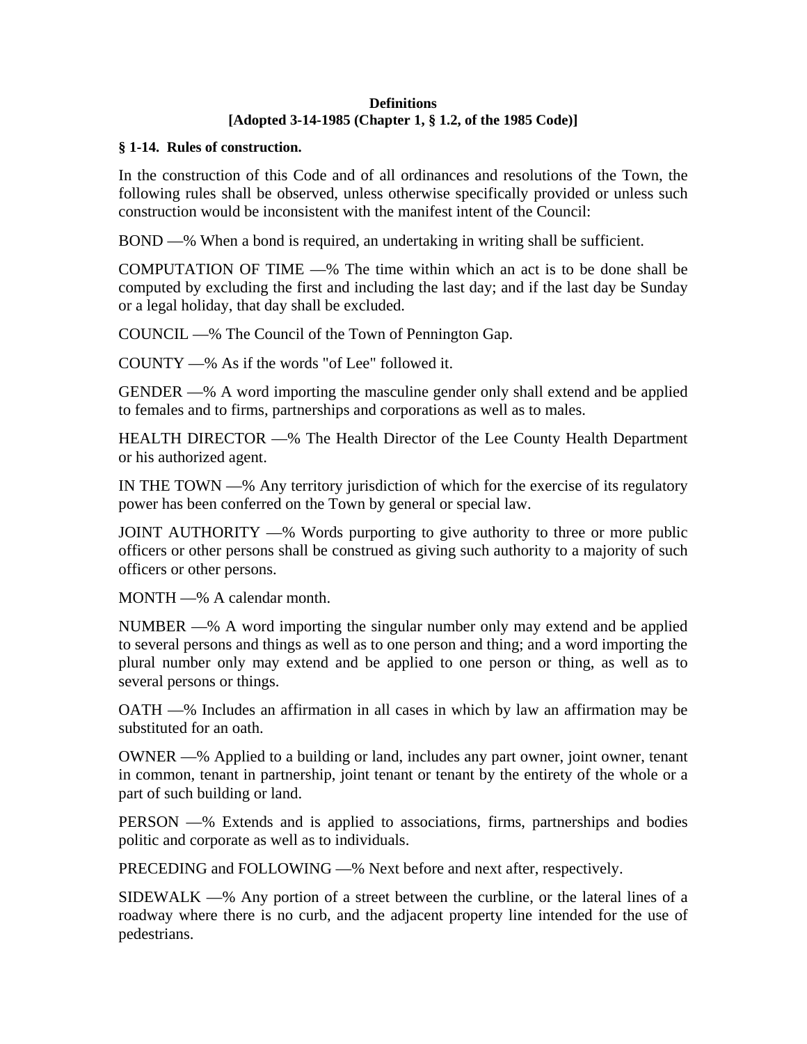**Definitions**
**[Adopted 3-14-1985 (Chapter 1, § 1.2, of the 1985 Code)]**

**§ 1-14. Rules of construction.**

In the construction of this Code and of all ordinances and resolutions of the Town, the following rules shall be observed, unless otherwise specifically provided or unless such construction would be inconsistent with the manifest intent of the Council:

BOND —% When a bond is required, an undertaking in writing shall be sufficient.

COMPUTATION OF TIME —% The time within which an act is to be done shall be computed by excluding the first and including the last day; and if the last day be Sunday or a legal holiday, that day shall be excluded.

COUNCIL —% The Council of the Town of Pennington Gap.

COUNTY —% As if the words "of Lee" followed it.

GENDER —% A word importing the masculine gender only shall extend and be applied to females and to firms, partnerships and corporations as well as to males.

HEALTH DIRECTOR —% The Health Director of the Lee County Health Department or his authorized agent.

IN THE TOWN —% Any territory jurisdiction of which for the exercise of its regulatory power has been conferred on the Town by general or special law.

JOINT AUTHORITY —% Words purporting to give authority to three or more public officers or other persons shall be construed as giving such authority to a majority of such officers or other persons.

MONTH —% A calendar month.

NUMBER —% A word importing the singular number only may extend and be applied to several persons and things as well as to one person and thing; and a word importing the plural number only may extend and be applied to one person or thing, as well as to several persons or things.

OATH —% Includes an affirmation in all cases in which by law an affirmation may be substituted for an oath.

OWNER —% Applied to a building or land, includes any part owner, joint owner, tenant in common, tenant in partnership, joint tenant or tenant by the entirety of the whole or a part of such building or land.

PERSON —% Extends and is applied to associations, firms, partnerships and bodies politic and corporate as well as to individuals.

PRECEDING and FOLLOWING —% Next before and next after, respectively.

SIDEWALK —% Any portion of a street between the curbline, or the lateral lines of a roadway where there is no curb, and the adjacent property line intended for the use of pedestrians.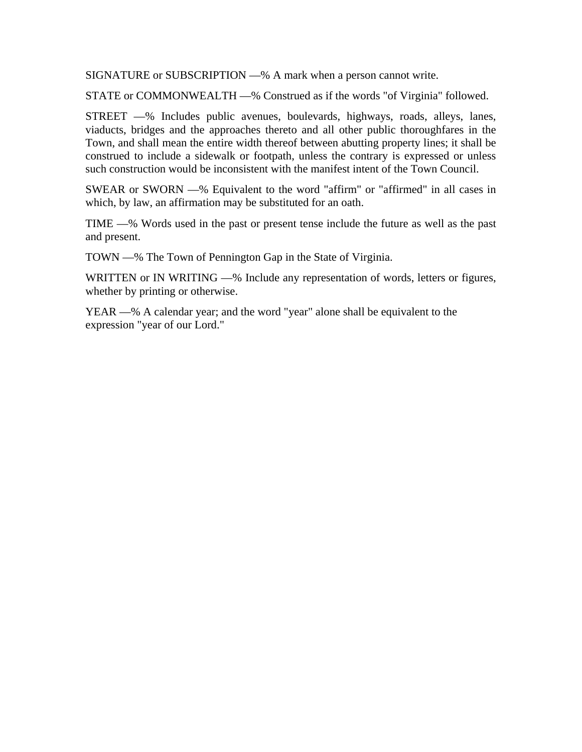SIGNATURE or SUBSCRIPTION —% A mark when a person cannot write.

STATE or COMMONWEALTH —% Construed as if the words "of Virginia" followed.

STREET —% Includes public avenues, boulevards, highways, roads, alleys, lanes, viaducts, bridges and the approaches thereto and all other public thoroughfares in the Town, and shall mean the entire width thereof between abutting property lines; it shall be construed to include a sidewalk or footpath, unless the contrary is expressed or unless such construction would be inconsistent with the manifest intent of the Town Council.

SWEAR or SWORN —% Equivalent to the word "affirm" or "affirmed" in all cases in which, by law, an affirmation may be substituted for an oath.

TIME —% Words used in the past or present tense include the future as well as the past and present.

TOWN —% The Town of Pennington Gap in the State of Virginia.

WRITTEN or IN WRITING —% Include any representation of words, letters or figures, whether by printing or otherwise.

YEAR —% A calendar year; and the word "year" alone shall be equivalent to the expression "year of our Lord."